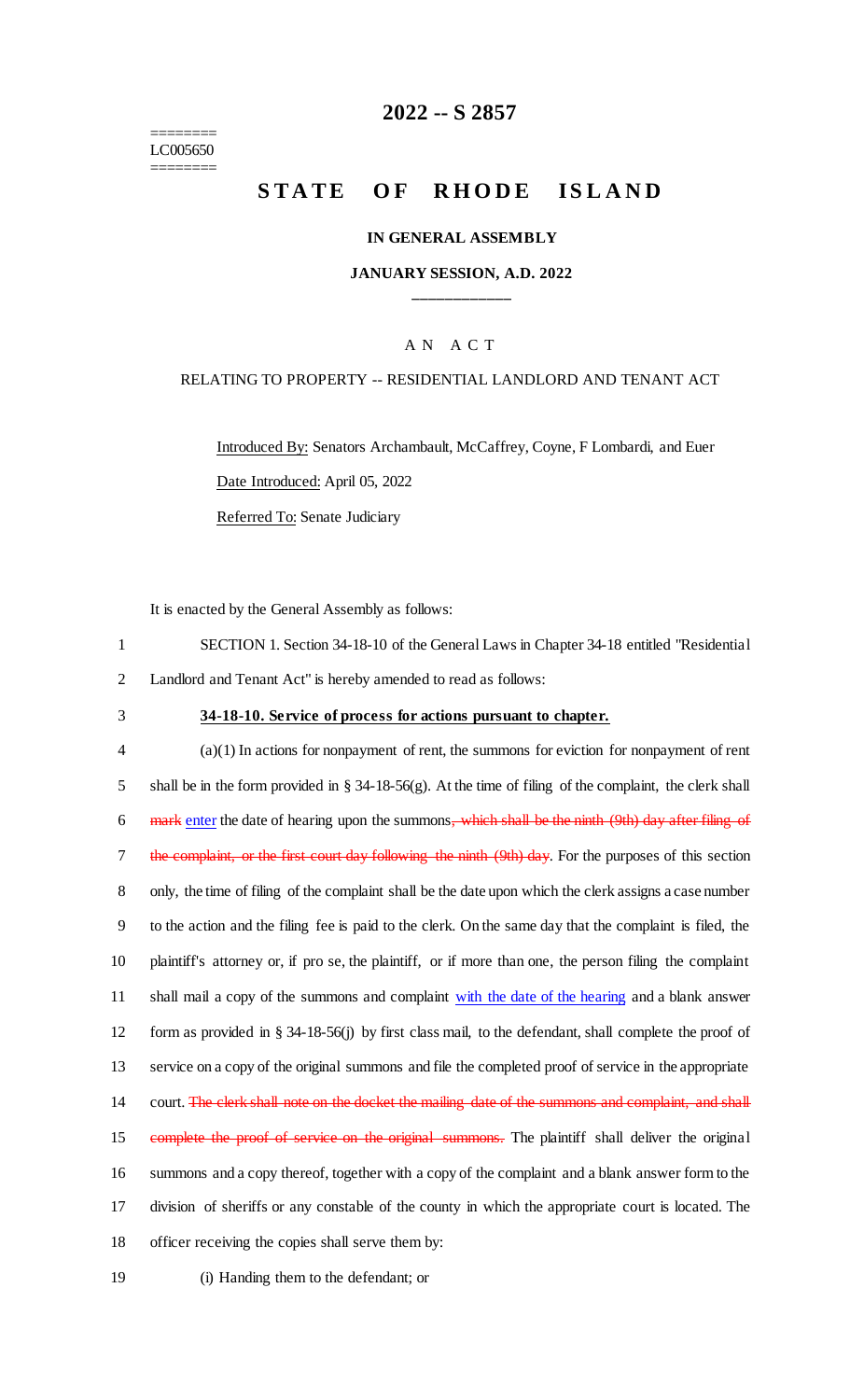========
LC005650
========

# 2022 -- S 2857

## STATE OF RHODE ISLAND

### IN GENERAL ASSEMBLY

### JANUARY SESSION, A.D. 2022

\_\_\_\_\_\_\_\_\_\_\_\_

A N A C T

RELATING TO PROPERTY -- RESIDENTIAL LANDLORD AND TENANT ACT

Introduced By: Senators Archambault, McCaffrey, Coyne, F Lombardi, and Euer

Date Introduced: April 05, 2022

Referred To: Senate Judiciary

It is enacted by the General Assembly as follows:

1 SECTION 1. Section 34-18-10 of the General Laws in Chapter 34-18 entitled "Residential
2 Landlord and Tenant Act" is hereby amended to read as follows:

3 **34-18-10. Service of process for actions pursuant to chapter.**

4 (a)(1) In actions for nonpayment of rent, the summons for eviction for nonpayment of rent
5 shall be in the form provided in § 34-18-56(g). At the time of filing of the complaint, the clerk shall
6 ~~mark~~ enter the date of hearing upon the summons~~, which shall be the ninth (9th) day after filing of~~
7 ~~the complaint, or the first court day following the ninth (9th) day~~. For the purposes of this section
8 only, the time of filing of the complaint shall be the date upon which the clerk assigns a case number
9 to the action and the filing fee is paid to the clerk. On the same day that the complaint is filed, the
10 plaintiff's attorney or, if pro se, the plaintiff, or if more than one, the person filing the complaint
11 shall mail a copy of the summons and complaint with the date of the hearing and a blank answer
12 form as provided in § 34-18-56(j) by first class mail, to the defendant, shall complete the proof of
13 service on a copy of the original summons and file the completed proof of service in the appropriate
14 court. ~~The clerk shall note on the docket the mailing date of the summons and complaint, and shall~~
15 ~~complete the proof of service on the original summons.~~ The plaintiff shall deliver the original
16 summons and a copy thereof, together with a copy of the complaint and a blank answer form to the
17 division of sheriffs or any constable of the county in which the appropriate court is located. The
18 officer receiving the copies shall serve them by:

19 (i) Handing them to the defendant; or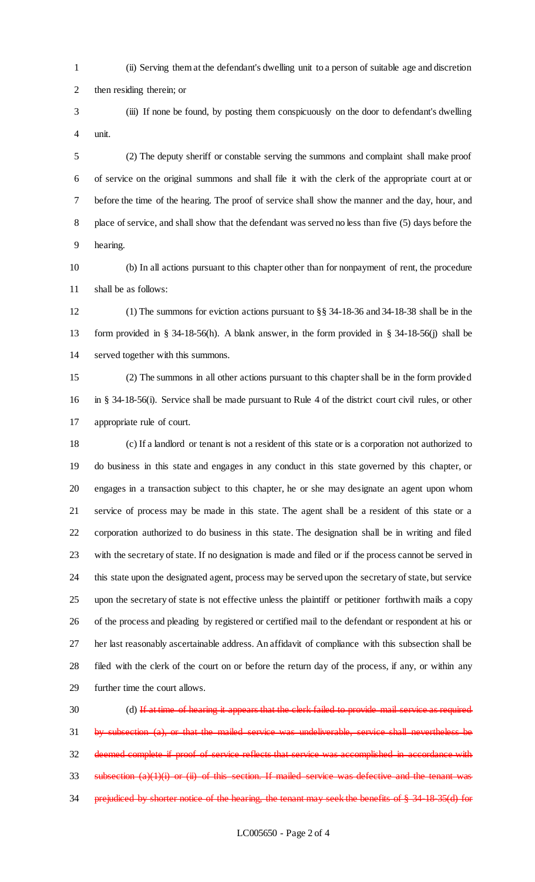(ii) Serving them at the defendant's dwelling unit to a person of suitable age and discretion then residing therein; or

(iii) If none be found, by posting them conspicuously on the door to defendant's dwelling unit.

(2) The deputy sheriff or constable serving the summons and complaint shall make proof of service on the original summons and shall file it with the clerk of the appropriate court at or before the time of the hearing. The proof of service shall show the manner and the day, hour, and place of service, and shall show that the defendant was served no less than five (5) days before the hearing.

(b) In all actions pursuant to this chapter other than for nonpayment of rent, the procedure shall be as follows:

(1) The summons for eviction actions pursuant to §§ 34-18-36 and 34-18-38 shall be in the form provided in § 34-18-56(h). A blank answer, in the form provided in § 34-18-56(j) shall be served together with this summons.

(2) The summons in all other actions pursuant to this chapter shall be in the form provided in § 34-18-56(i). Service shall be made pursuant to Rule 4 of the district court civil rules, or other appropriate rule of court.

(c) If a landlord or tenant is not a resident of this state or is a corporation not authorized to do business in this state and engages in any conduct in this state governed by this chapter, or engages in a transaction subject to this chapter, he or she may designate an agent upon whom service of process may be made in this state. The agent shall be a resident of this state or a corporation authorized to do business in this state. The designation shall be in writing and filed with the secretary of state. If no designation is made and filed or if the process cannot be served in this state upon the designated agent, process may be served upon the secretary of state, but service upon the secretary of state is not effective unless the plaintiff or petitioner forthwith mails a copy of the process and pleading by registered or certified mail to the defendant or respondent at his or her last reasonably ascertainable address. An affidavit of compliance with this subsection shall be filed with the clerk of the court on or before the return day of the process, if any, or within any further time the court allows.

(d) ~~If at time of hearing it appears that the clerk failed to provide mail service as required by subsection (a), or that the mailed service was undeliverable, service shall nevertheless be deemed complete if proof of service reflects that service was accomplished in accordance with subsection (a)(1)(i) or (ii) of this section. If mailed service was defective and the tenant was prejudiced by shorter notice of the hearing, the tenant may seek the benefits of § 34-18-35(d) for~~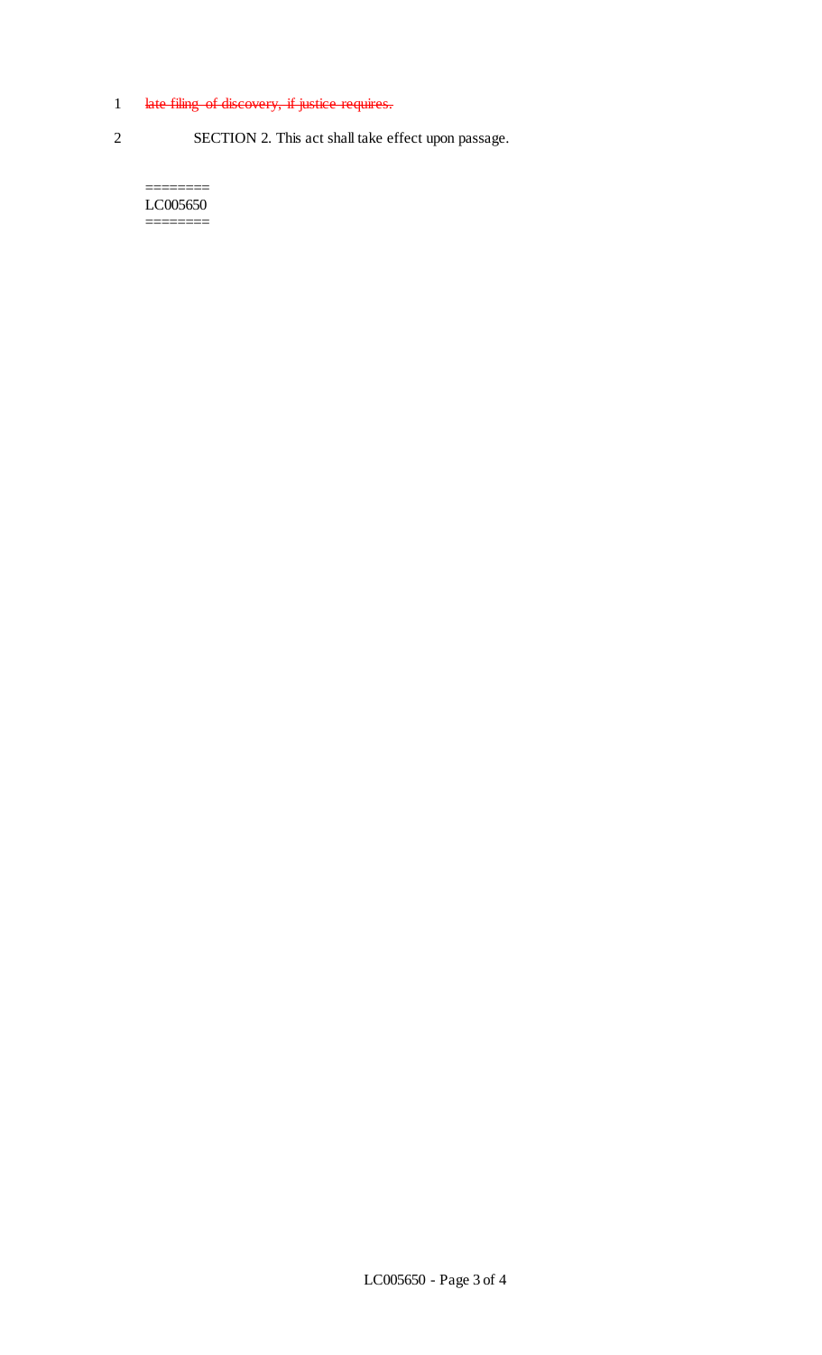1 ~~late filing of discovery, if justice requires.~~

2 SECTION 2. This act shall take effect upon passage.

========
LC005650
========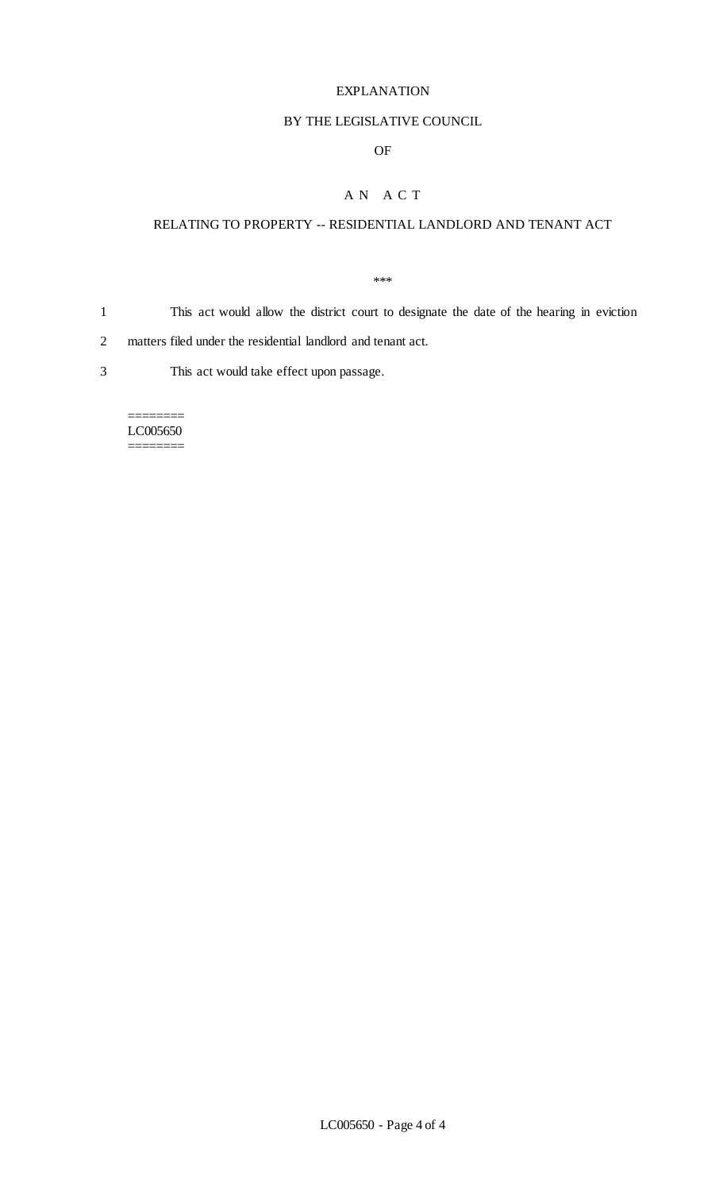EXPLANATION

BY THE LEGISLATIVE COUNCIL

OF

A N A C T

RELATING TO PROPERTY -- RESIDENTIAL LANDLORD AND TENANT ACT

\*\*\*

1 This act would allow the district court to designate the date of the hearing in eviction
2 matters filed under the residential landlord and tenant act.
3 This act would take effect upon passage.

========
LC005650
========